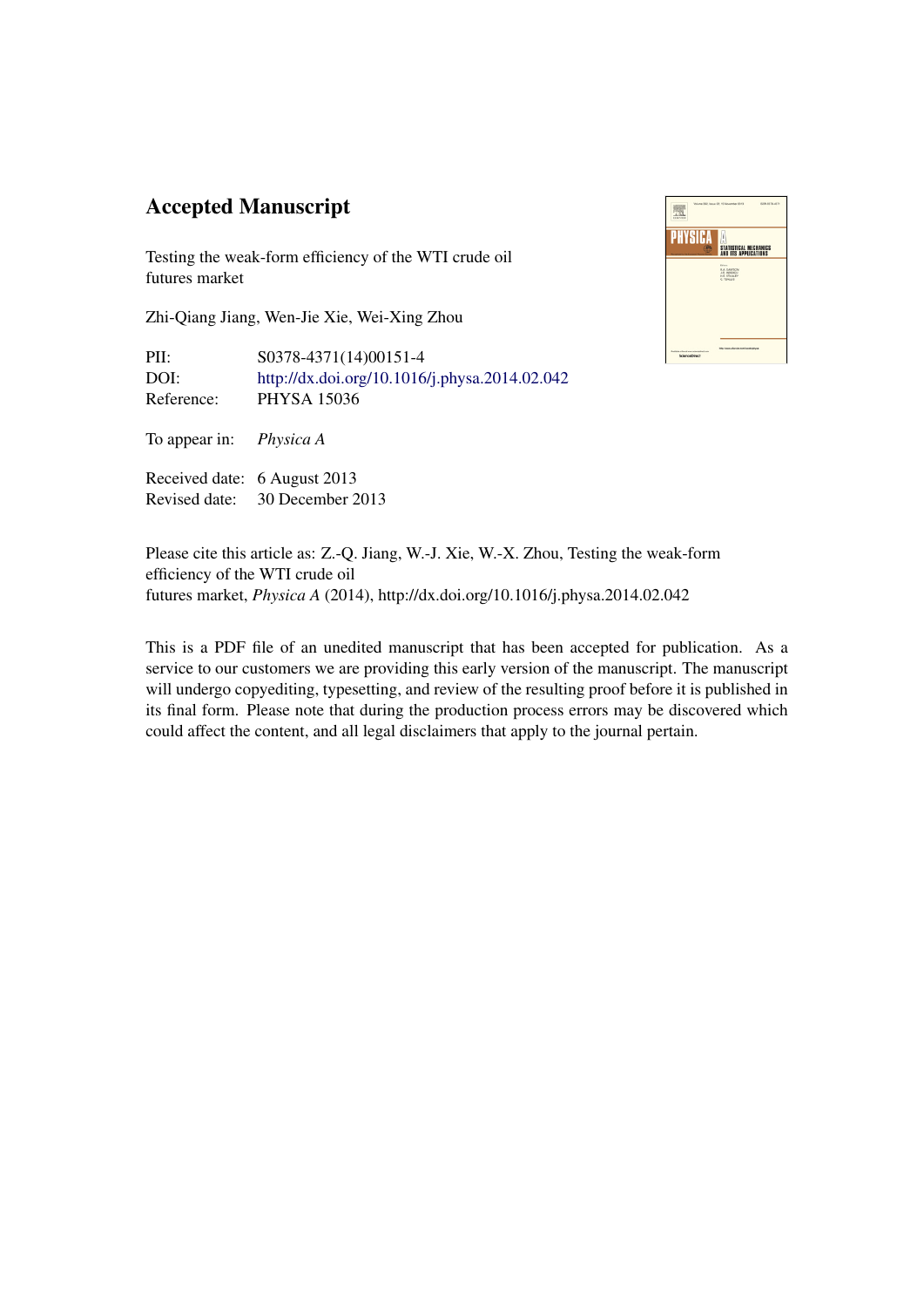# Accepted Manuscript

Testing the weak-form efficiency of the WTI crude oil futures market

Zhi-Qiang Jiang, Wen-Jie Xie, Wei-Xing Zhou

PII: S0378-4371(14)00151-4
DOI: http://dx.doi.org/10.1016/j.physa.2014.02.042
Reference: PHYSA 15036

To appear in: *Physica A*

Received date: 6 August 2013
Revised date: 30 December 2013

Please cite this article as: Z.-Q. Jiang, W.-J. Xie, W.-X. Zhou, Testing the weak-form efficiency of the WTI crude oil futures market, *Physica A* (2014), http://dx.doi.org/10.1016/j.physa.2014.02.042

This is a PDF file of an unedited manuscript that has been accepted for publication. As a service to our customers we are providing this early version of the manuscript. The manuscript will undergo copyediting, typesetting, and review of the resulting proof before it is published in its final form. Please note that during the production process errors may be discovered which could affect the content, and all legal disclaimers that apply to the journal pertain.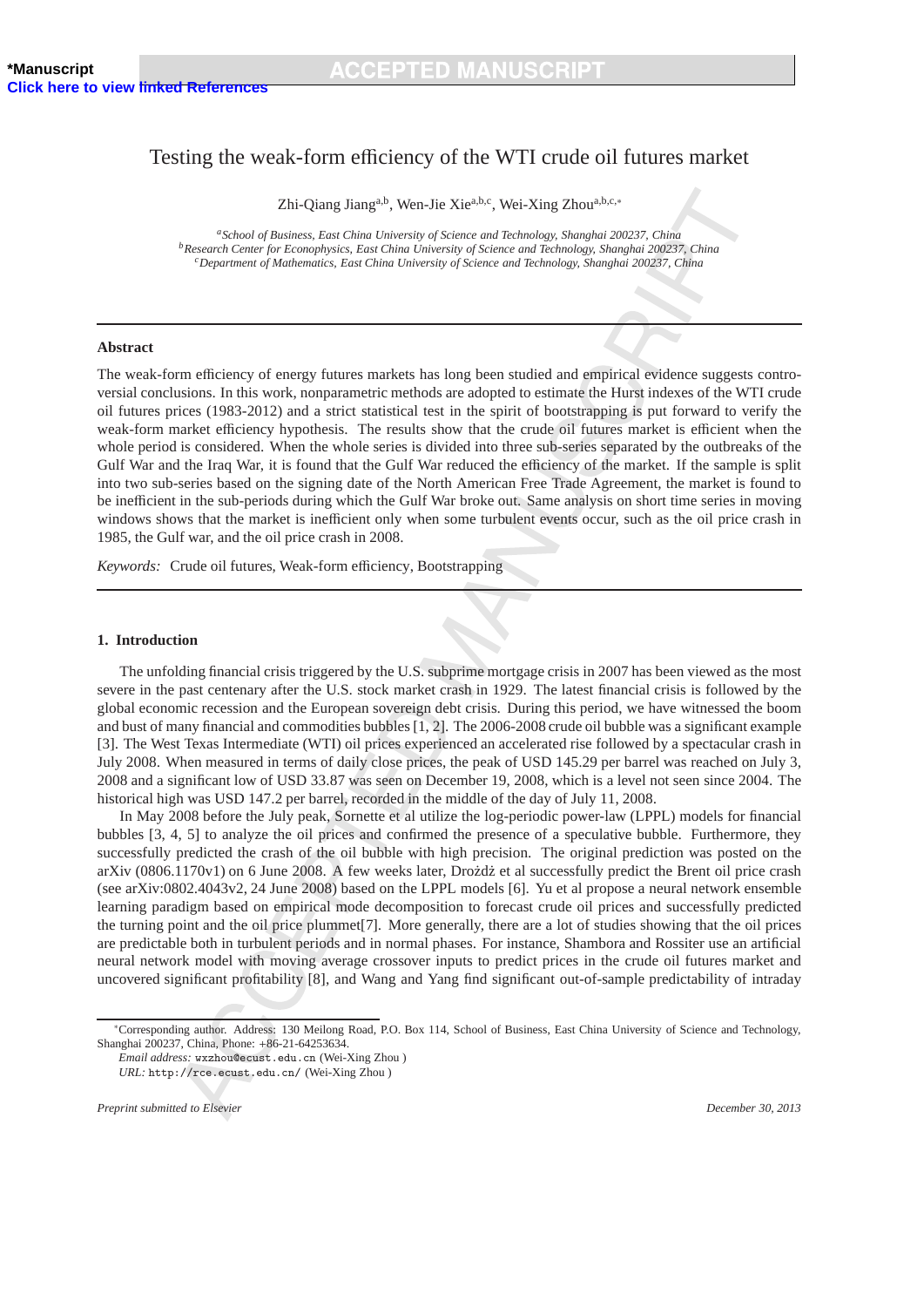# Testing the weak-form efficiency of the WTI crude oil futures market

Zhi-Qiang Jiang[a,b], Wen-Jie Xie[a,b,c], Wei-Xing Zhou[a,b,c,*]

[a] *School of Business, East China University of Science and Technology, Shanghai 200237, China*
[b] *Research Center for Econophysics, East China University of Science and Technology, Shanghai 200237, China*
[c] *Department of Mathematics, East China University of Science and Technology, Shanghai 200237, China*

---

## Abstract

The weak-form efficiency of energy futures markets has long been studied and empirical evidence suggests controversial conclusions. In this work, nonparametric methods are adopted to estimate the Hurst indexes of the WTI crude oil futures prices (1983-2012) and a strict statistical test in the spirit of bootstrapping is put forward to verify the weak-form market efficiency hypothesis. The results show that the crude oil futures market is efficient when the whole period is considered. When the whole series is divided into three sub-series separated by the outbreaks of the Gulf War and the Iraq War, it is found that the Gulf War reduced the efficiency of the market. If the sample is split into two sub-series based on the signing date of the North American Free Trade Agreement, the market is found to be inefficient in the sub-periods during which the Gulf War broke out. Same analysis on short time series in moving windows shows that the market is inefficient only when some turbulent events occur, such as the oil price crash in 1985, the Gulf war, and the oil price crash in 2008.

*Keywords:* Crude oil futures, Weak-form efficiency, Bootstrapping

---

## 1. Introduction

The unfolding financial crisis triggered by the U.S. subprime mortgage crisis in 2007 has been viewed as the most severe in the past centenary after the U.S. stock market crash in 1929. The latest financial crisis is followed by the global economic recession and the European sovereign debt crisis. During this period, we have witnessed the boom and bust of many financial and commodities bubbles [1, 2]. The 2006-2008 crude oil bubble was a significant example [3]. The West Texas Intermediate (WTI) oil prices experienced an accelerated rise followed by a spectacular crash in July 2008. When measured in terms of daily close prices, the peak of USD 145.29 per barrel was reached on July 3, 2008 and a significant low of USD 33.87 was seen on December 19, 2008, which is a level not seen since 2004. The historical high was USD 147.2 per barrel, recorded in the middle of the day of July 11, 2008.

In May 2008 before the July peak, Sornette et al utilize the log-periodic power-law (LPPL) models for financial bubbles [3, 4, 5] to analyze the oil prices and confirmed the presence of a speculative bubble. Furthermore, they successfully predicted the crash of the oil bubble with high precision. The original prediction was posted on the arXiv (0806.1170v1) on 6 June 2008. A few weeks later, Drożdż et al successfully predict the Brent oil price crash (see arXiv:0802.4043v2, 24 June 2008) based on the LPPL models [6]. Yu et al propose a neural network ensemble learning paradigm based on empirical mode decomposition to forecast crude oil prices and successfully predicted the turning point and the oil price plummet[7]. More generally, there are a lot of studies showing that the oil prices are predictable both in turbulent periods and in normal phases. For instance, Shambora and Rossiter use an artificial neural network model with moving average crossover inputs to predict prices in the crude oil futures market and uncovered significant profitability [8], and Wang and Yang find significant out-of-sample predictability of intraday

---

*Corresponding author. Address: 130 Meilong Road, P.O. Box 114, School of Business, East China University of Science and Technology, Shanghai 200237, China, Phone: +86-21-64253634.

*Email address:* wxzhou@ecust.edu.cn (Wei-Xing Zhou )

*URL:* http://rce.ecust.edu.cn/ (Wei-Xing Zhou )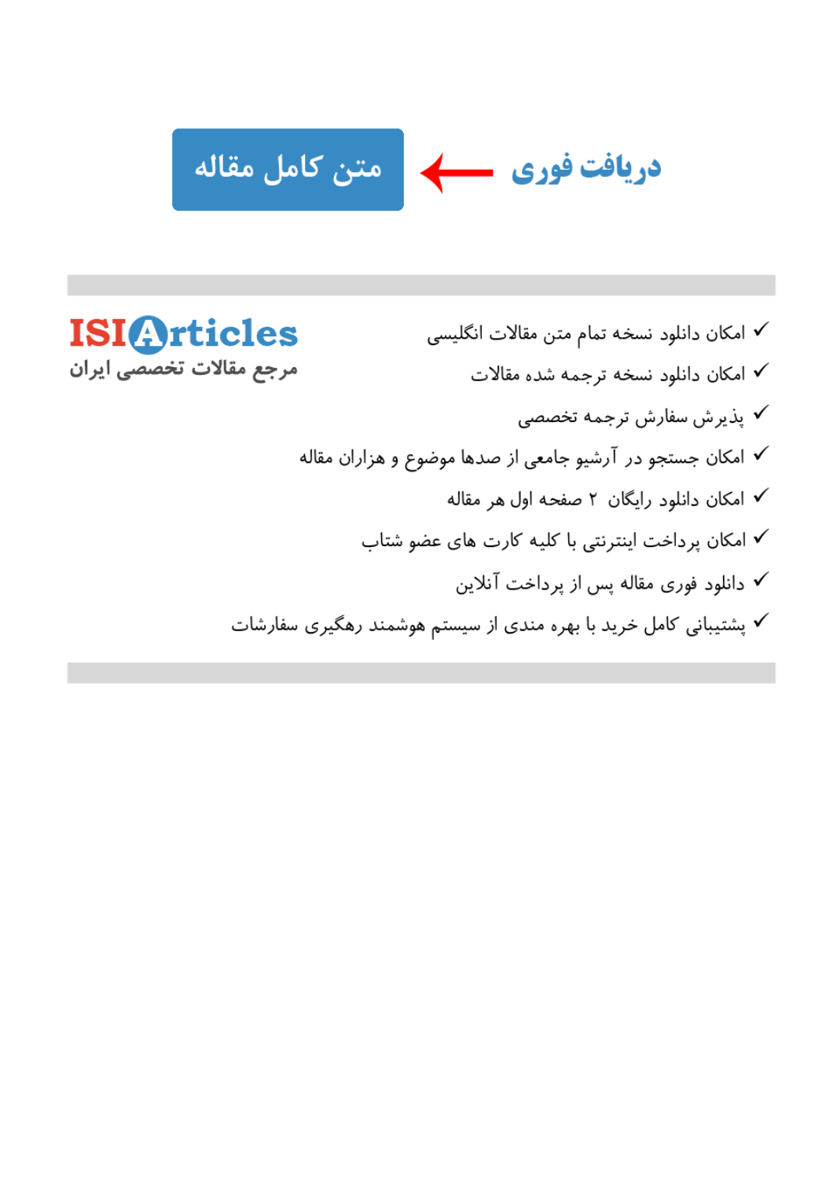دریافت فوری ← متن کامل مقاله

**ISIArticles**
مرجع مقالات تخصصی ایران

- ✓ امکان دانلود نسخه تمام متن مقالات انگلیسی
- ✓ امکان دانلود نسخه ترجمه شده مقالات
- ✓ پذیرش سفارش ترجمه تخصصی
- ✓ امکان جستجو در آرشیو جامعی از صدها موضوع و هزاران مقاله
- ✓ امکان دانلود رایگان ۲ صفحه اول هر مقاله
- ✓ امکان پرداخت اینترنتی با کلیه کارت های عضو شتاب
- ✓ دانلود فوری مقاله پس از پرداخت آنلاین
- ✓ پشتیبانی کامل خرید با بهره مندی از سیستم هوشمند رهگیری سفارشات